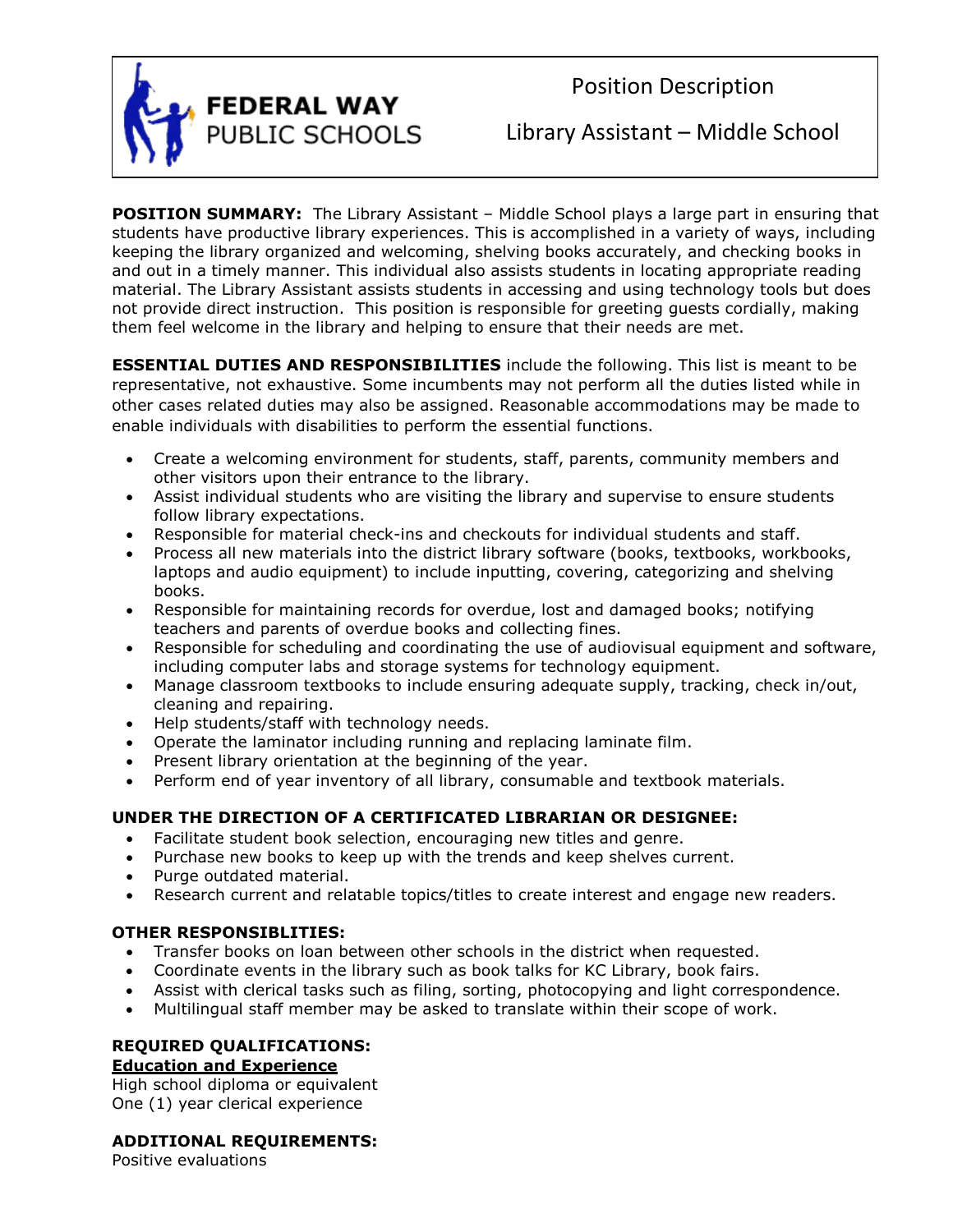FEDERAL WAY PUBLIC SCHOOLS

# Position Description

## Library Assistant – Middle School

**POSITION SUMMARY:** The Library Assistant – Middle School plays a large part in ensuring that students have productive library experiences. This is accomplished in a variety of ways, including keeping the library organized and welcoming, shelving books accurately, and checking books in and out in a timely manner. This individual also assists students in locating appropriate reading material. The Library Assistant assists students in accessing and using technology tools but does not provide direct instruction. This position is responsible for greeting guests cordially, making them feel welcome in the library and helping to ensure that their needs are met.

**ESSENTIAL DUTIES AND RESPONSIBILITIES** include the following. This list is meant to be representative, not exhaustive. Some incumbents may not perform all the duties listed while in other cases related duties may also be assigned. Reasonable accommodations may be made to enable individuals with disabilities to perform the essential functions.

- Create a welcoming environment for students, staff, parents, community members and other visitors upon their entrance to the library.
- Assist individual students who are visiting the library and supervise to ensure students follow library expectations.
- Responsible for material check-ins and checkouts for individual students and staff.
- Process all new materials into the district library software (books, textbooks, workbooks, laptops and audio equipment) to include inputting, covering, categorizing and shelving books.
- Responsible for maintaining records for overdue, lost and damaged books; notifying teachers and parents of overdue books and collecting fines.
- Responsible for scheduling and coordinating the use of audiovisual equipment and software, including computer labs and storage systems for technology equipment.
- Manage classroom textbooks to include ensuring adequate supply, tracking, check in/out, cleaning and repairing.
- Help students/staff with technology needs.
- Operate the laminator including running and replacing laminate film.
- Present library orientation at the beginning of the year.
- Perform end of year inventory of all library, consumable and textbook materials.

**UNDER THE DIRECTION OF A CERTIFICATED LIBRARIAN OR DESIGNEE:**

- Facilitate student book selection, encouraging new titles and genre.
- Purchase new books to keep up with the trends and keep shelves current.
- Purge outdated material.
- Research current and relatable topics/titles to create interest and engage new readers.

**OTHER RESPONSIBLITIES:**

- Transfer books on loan between other schools in the district when requested.
- Coordinate events in the library such as book talks for KC Library, book fairs.
- Assist with clerical tasks such as filing, sorting, photocopying and light correspondence.
- Multilingual staff member may be asked to translate within their scope of work.

**REQUIRED QUALIFICATIONS:**

**Education and Experience**

High school diploma or equivalent
One (1) year clerical experience

**ADDITIONAL REQUIREMENTS:**

Positive evaluations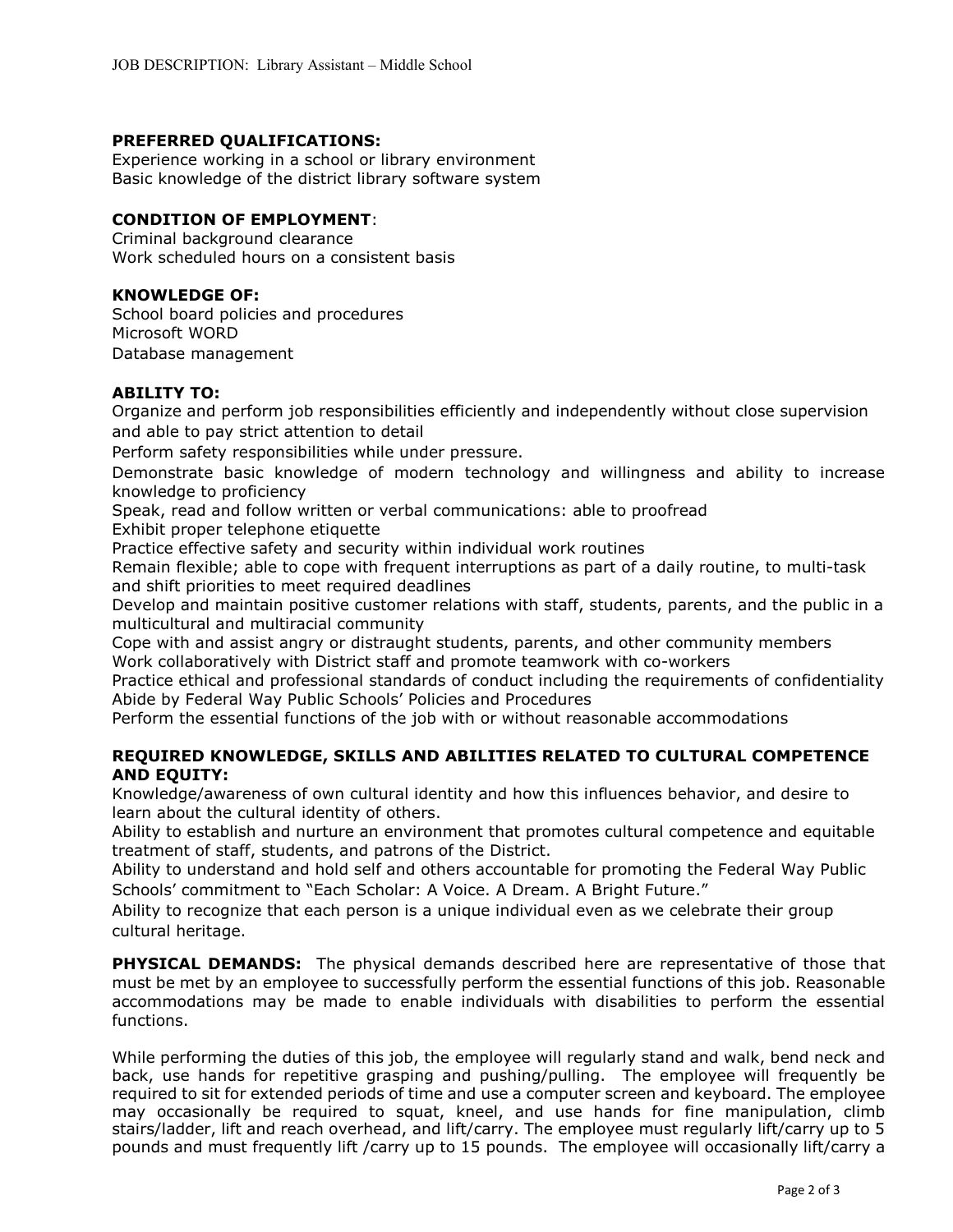### PREFERRED QUALIFICATIONS:

Experience working in a school or library environment
Basic knowledge of the district library software system

### CONDITION OF EMPLOYMENT:

Criminal background clearance
Work scheduled hours on a consistent basis

### KNOWLEDGE OF:

School board policies and procedures
Microsoft WORD
Database management

### ABILITY TO:

Organize and perform job responsibilities efficiently and independently without close supervision and able to pay strict attention to detail
Perform safety responsibilities while under pressure.
Demonstrate basic knowledge of modern technology and willingness and ability to increase knowledge to proficiency
Speak, read and follow written or verbal communications: able to proofread
Exhibit proper telephone etiquette
Practice effective safety and security within individual work routines
Remain flexible; able to cope with frequent interruptions as part of a daily routine, to multi-task and shift priorities to meet required deadlines
Develop and maintain positive customer relations with staff, students, parents, and the public in a multicultural and multiracial community
Cope with and assist angry or distraught students, parents, and other community members
Work collaboratively with District staff and promote teamwork with co-workers
Practice ethical and professional standards of conduct including the requirements of confidentiality
Abide by Federal Way Public Schools' Policies and Procedures
Perform the essential functions of the job with or without reasonable accommodations

### REQUIRED KNOWLEDGE, SKILLS AND ABILITIES RELATED TO CULTURAL COMPETENCE AND EQUITY:

Knowledge/awareness of own cultural identity and how this influences behavior, and desire to learn about the cultural identity of others.
Ability to establish and nurture an environment that promotes cultural competence and equitable treatment of staff, students, and patrons of the District.
Ability to understand and hold self and others accountable for promoting the Federal Way Public Schools' commitment to "Each Scholar: A Voice. A Dream. A Bright Future."
Ability to recognize that each person is a unique individual even as we celebrate their group cultural heritage.

**PHYSICAL DEMANDS:** The physical demands described here are representative of those that must be met by an employee to successfully perform the essential functions of this job. Reasonable accommodations may be made to enable individuals with disabilities to perform the essential functions.

While performing the duties of this job, the employee will regularly stand and walk, bend neck and back, use hands for repetitive grasping and pushing/pulling. The employee will frequently be required to sit for extended periods of time and use a computer screen and keyboard. The employee may occasionally be required to squat, kneel, and use hands for fine manipulation, climb stairs/ladder, lift and reach overhead, and lift/carry. The employee must regularly lift/carry up to 5 pounds and must frequently lift /carry up to 15 pounds. The employee will occasionally lift/carry a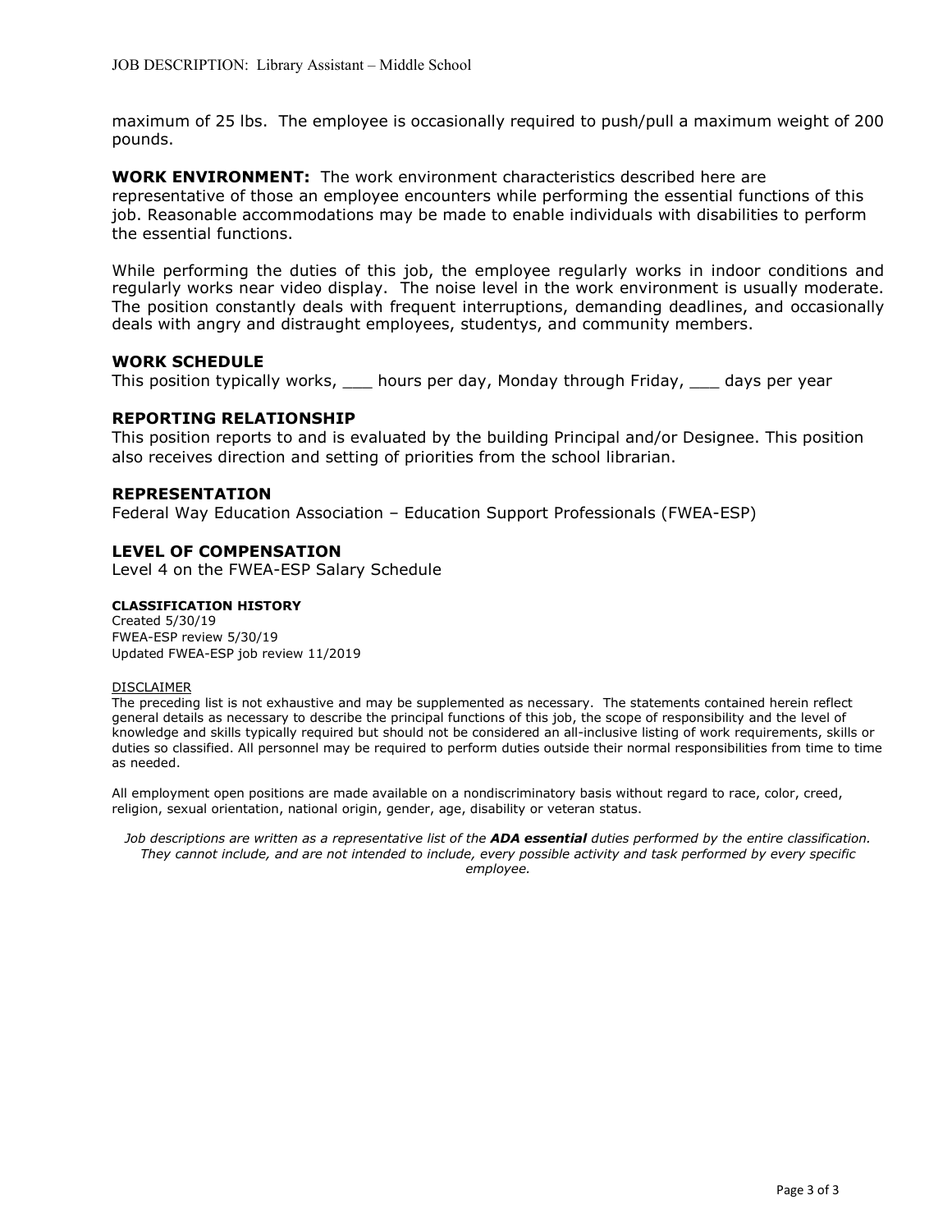maximum of 25 lbs. The employee is occasionally required to push/pull a maximum weight of 200 pounds.

**WORK ENVIRONMENT:** The work environment characteristics described here are representative of those an employee encounters while performing the essential functions of this job. Reasonable accommodations may be made to enable individuals with disabilities to perform the essential functions.

While performing the duties of this job, the employee regularly works in indoor conditions and regularly works near video display. The noise level in the work environment is usually moderate. The position constantly deals with frequent interruptions, demanding deadlines, and occasionally deals with angry and distraught employees, studentys, and community members.

## WORK SCHEDULE

This position typically works, ___ hours per day, Monday through Friday, ___ days per year

## REPORTING RELATIONSHIP

This position reports to and is evaluated by the building Principal and/or Designee. This position also receives direction and setting of priorities from the school librarian.

## REPRESENTATION

Federal Way Education Association – Education Support Professionals (FWEA-ESP)

## LEVEL OF COMPENSATION

Level 4 on the FWEA-ESP Salary Schedule

#### CLASSIFICATION HISTORY

Created 5/30/19
FWEA-ESP review 5/30/19
Updated FWEA-ESP job review 11/2019

DISCLAIMER

The preceding list is not exhaustive and may be supplemented as necessary. The statements contained herein reflect general details as necessary to describe the principal functions of this job, the scope of responsibility and the level of knowledge and skills typically required but should not be considered an all-inclusive listing of work requirements, skills or duties so classified. All personnel may be required to perform duties outside their normal responsibilities from time to time as needed.

All employment open positions are made available on a nondiscriminatory basis without regard to race, color, creed, religion, sexual orientation, national origin, gender, age, disability or veteran status.

*Job descriptions are written as a representative list of the **ADA essential** duties performed by the entire classification. They cannot include, and are not intended to include, every possible activity and task performed by every specific employee.*